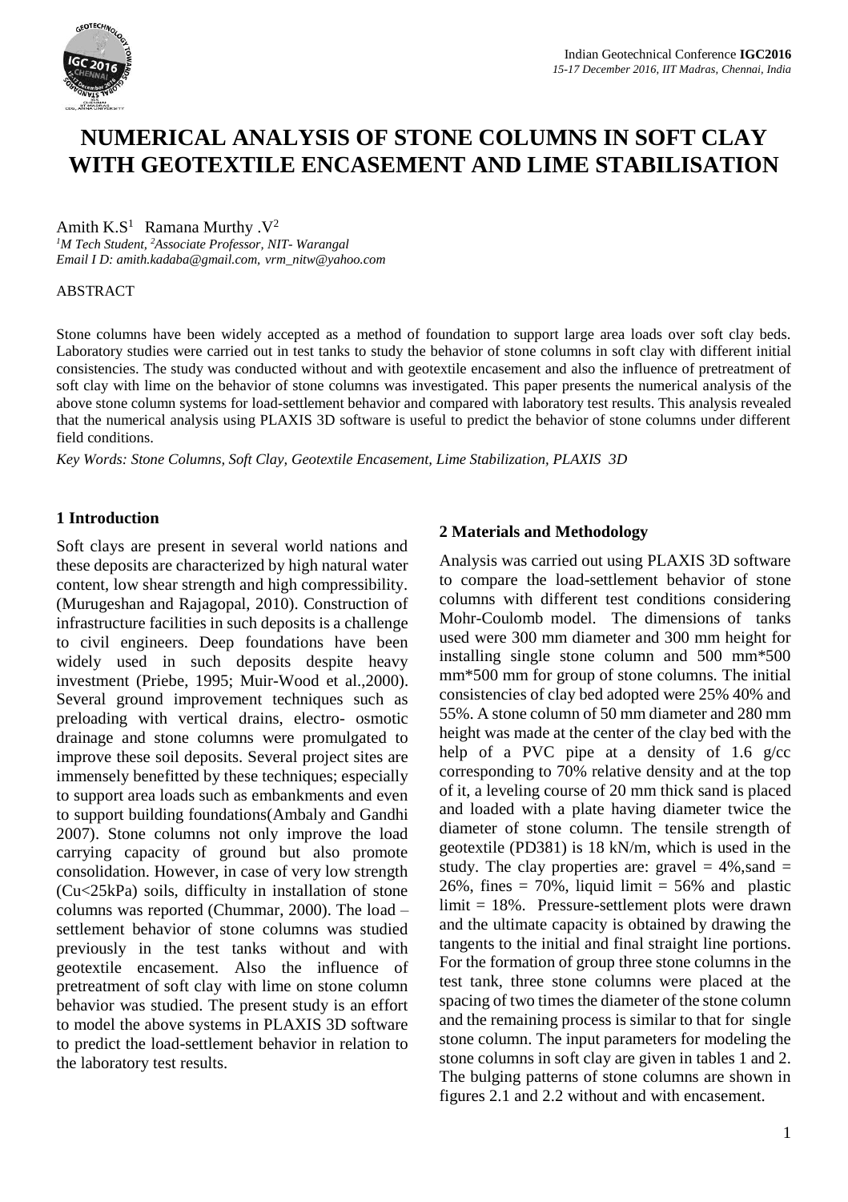# NUMERICAL ANALYSIS OF STONE COLUMNS IN SOFT CLAY WITH GEOTEXTILE ENCASEMENT AND LIME STABILISATION

Amith K.S[1] Ramana Murthy .V[2]

[1]M Tech Student, [2]Associate Professor, NIT- Warangal

*Email I D: amith.kadaba@gmail.com, vrm_nitw@yahoo.com*

ABSTRACT

Stone columns have been widely accepted as a method of foundation to support large area loads over soft clay beds. Laboratory studies were carried out in test tanks to study the behavior of stone columns in soft clay with different initial consistencies. The study was conducted without and with geotextile encasement and also the influence of pretreatment of soft clay with lime on the behavior of stone columns was investigated. This paper presents the numerical analysis of the above stone column systems for load-settlement behavior and compared with laboratory test results. This analysis revealed that the numerical analysis using PLAXIS 3D software is useful to predict the behavior of stone columns under different field conditions.

*Key Words: Stone Columns, Soft Clay, Geotextile Encasement, Lime Stabilization, PLAXIS 3D*

## 1 Introduction

Soft clays are present in several world nations and these deposits are characterized by high natural water content, low shear strength and high compressibility. (Murugeshan and Rajagopal, 2010). Construction of infrastructure facilities in such deposits is a challenge to civil engineers. Deep foundations have been widely used in such deposits despite heavy investment (Priebe, 1995; Muir-Wood et al.,2000). Several ground improvement techniques such as preloading with vertical drains, electro- osmotic drainage and stone columns were promulgated to improve these soil deposits. Several project sites are immensely benefitted by these techniques; especially to support area loads such as embankments and even to support building foundations(Ambaly and Gandhi 2007). Stone columns not only improve the load carrying capacity of ground but also promote consolidation. However, in case of very low strength (Cu<25kPa) soils, difficulty in installation of stone columns was reported (Chummar, 2000). The load – settlement behavior of stone columns was studied previously in the test tanks without and with geotextile encasement. Also the influence of pretreatment of soft clay with lime on stone column behavior was studied. The present study is an effort to model the above systems in PLAXIS 3D software to predict the load-settlement behavior in relation to the laboratory test results.

## 2 Materials and Methodology

Analysis was carried out using PLAXIS 3D software to compare the load-settlement behavior of stone columns with different test conditions considering Mohr-Coulomb model. The dimensions of tanks used were 300 mm diameter and 300 mm height for installing single stone column and 500 mm*500 mm*500 mm for group of stone columns. The initial consistencies of clay bed adopted were 25% 40% and 55%. A stone column of 50 mm diameter and 280 mm height was made at the center of the clay bed with the help of a PVC pipe at a density of 1.6 g/cc corresponding to 70% relative density and at the top of it, a leveling course of 20 mm thick sand is placed and loaded with a plate having diameter twice the diameter of stone column. The tensile strength of geotextile (PD381) is 18 kN/m, which is used in the study. The clay properties are: gravel = 4%,sand = 26%, fines = 70%, liquid limit = 56% and plastic limit = 18%. Pressure-settlement plots were drawn and the ultimate capacity is obtained by drawing the tangents to the initial and final straight line portions. For the formation of group three stone columns in the test tank, three stone columns were placed at the spacing of two times the diameter of the stone column and the remaining process is similar to that for single stone column. The input parameters for modeling the stone columns in soft clay are given in tables 1 and 2. The bulging patterns of stone columns are shown in figures 2.1 and 2.2 without and with encasement.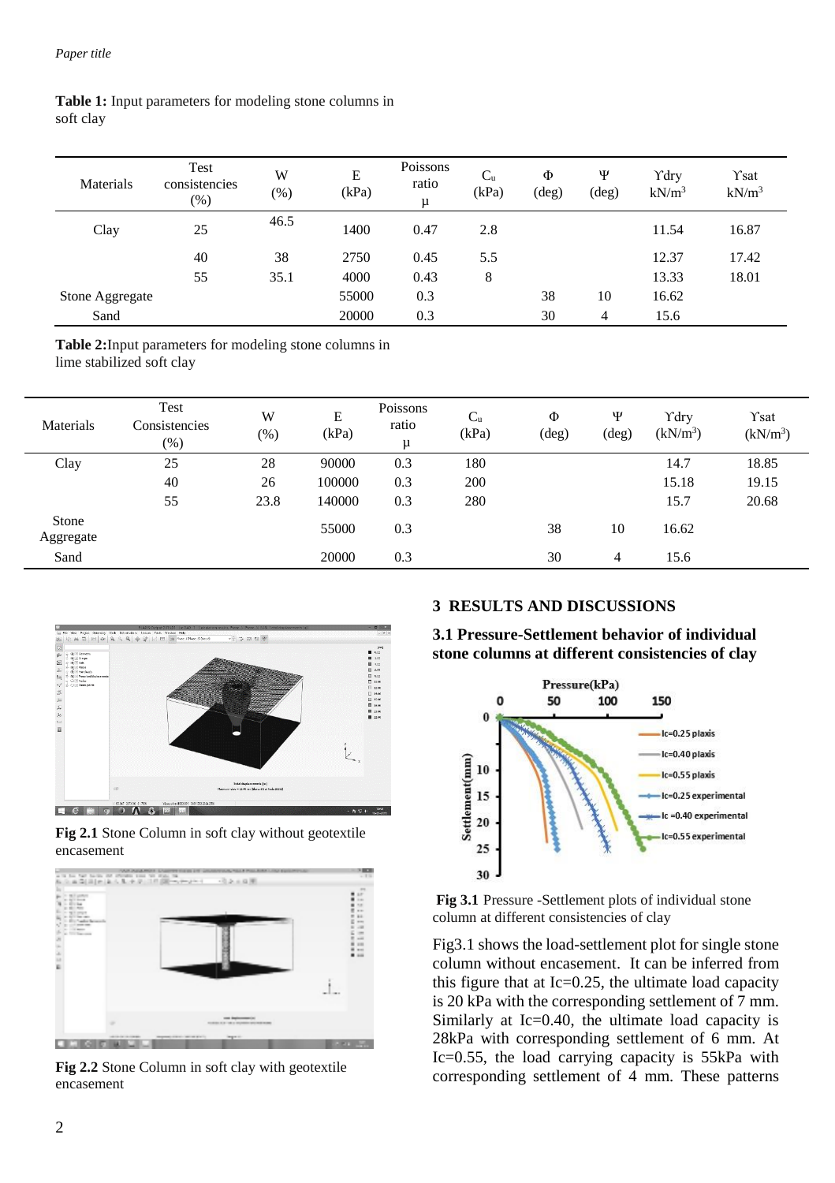**Table 1:** Input parameters for modeling stone columns in soft clay

| Materials | Test consistencies (%) | W (%) | E (kPa) | Poissons ratio μ | $C_u$ (kPa) | Φ (deg) | Ψ (deg) | ϒdry $kN/m^3$ | ϒsat $kN/m^3$ |
|---|---|---|---|---|---|---|---|---|---|
| Clay | 25 | 46.5 | 1400 | 0.47 | 2.8 | | | 11.54 | 16.87 |
| | 40 | 38 | 2750 | 0.45 | 5.5 | | | 12.37 | 17.42 |
| | 55 | 35.1 | 4000 | 0.43 | 8 | | | 13.33 | 18.01 |
| Stone Aggregate | | | 55000 | 0.3 | | 38 | 10 | 16.62 | |
| Sand | | | 20000 | 0.3 | | 30 | 4 | 15.6 | |

**Table 2:** Input parameters for modeling stone columns in lime stabilized soft clay

| Materials | Test Consistencies (%) | W (%) | E (kPa) | Poissons ratio μ | $C_u$ (kPa) | Φ (deg) | Ψ (deg) | ϒdry ($kN/m^3$) | ϒsat ($kN/m^3$) |
|---|---|---|---|---|---|---|---|---|---|
| Clay | 25 | 28 | 90000 | 0.3 | 180 | | | 14.7 | 18.85 |
| | 40 | 26 | 100000 | 0.3 | 200 | | | 15.18 | 19.15 |
| | 55 | 23.8 | 140000 | 0.3 | 280 | | | 15.7 | 20.68 |
| Stone Aggregate | | | 55000 | 0.3 | | 38 | 10 | 16.62 | |
| Sand | | | 20000 | 0.3 | | 30 | 4 | 15.6 | |

**Fig 2.1** Stone Column in soft clay without geotextile encasement

**Fig 2.2** Stone Column in soft clay with geotextile encasement

## 3 RESULTS AND DISCUSSIONS

### 3.1 Pressure-Settlement behavior of individual stone columns at different consistencies of clay

**Fig 3.1** Pressure -Settlement plots of individual stone column at different consistencies of clay

Fig3.1 shows the load-settlement plot for single stone column without encasement. It can be inferred from this figure that at Ic=0.25, the ultimate load capacity is 20 kPa with the corresponding settlement of 7 mm. Similarly at Ic=0.40, the ultimate load capacity is 28kPa with corresponding settlement of 6 mm. At Ic=0.55, the load carrying capacity is 55kPa with corresponding settlement of 4 mm. These patterns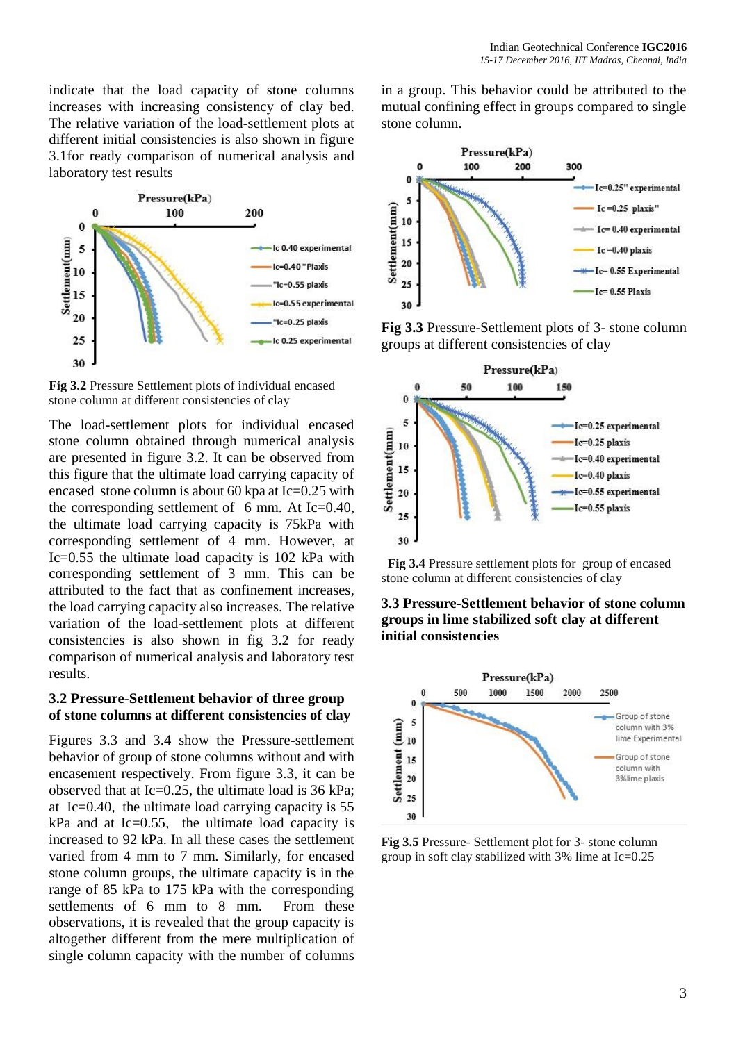indicate that the load capacity of stone columns increases with increasing consistency of clay bed. The relative variation of the load-settlement plots at different initial consistencies is also shown in figure 3.1for ready comparison of numerical analysis and laboratory test results

**Fig 3.2** Pressure Settlement plots of individual encased stone column at different consistencies of clay

The load-settlement plots for individual encased stone column obtained through numerical analysis are presented in figure 3.2. It can be observed from this figure that the ultimate load carrying capacity of encased stone column is about 60 kpa at Ic=0.25 with the corresponding settlement of 6 mm. At Ic=0.40, the ultimate load carrying capacity is 75kPa with corresponding settlement of 4 mm. However, at Ic=0.55 the ultimate load capacity is 102 kPa with corresponding settlement of 3 mm. This can be attributed to the fact that as confinement increases, the load carrying capacity also increases. The relative variation of the load-settlement plots at different consistencies is also shown in fig 3.2 for ready comparison of numerical analysis and laboratory test results.

### 3.2 Pressure-Settlement behavior of three group of stone columns at different consistencies of clay

Figures 3.3 and 3.4 show the Pressure-settlement behavior of group of stone columns without and with encasement respectively. From figure 3.3, it can be observed that at Ic=0.25, the ultimate load is 36 kPa; at Ic=0.40, the ultimate load carrying capacity is 55 kPa and at Ic=0.55, the ultimate load capacity is increased to 92 kPa. In all these cases the settlement varied from 4 mm to 7 mm. Similarly, for encased stone column groups, the ultimate capacity is in the range of 85 kPa to 175 kPa with the corresponding settlements of 6 mm to 8 mm. From these observations, it is revealed that the group capacity is altogether different from the mere multiplication of single column capacity with the number of columns in a group. This behavior could be attributed to the mutual confining effect in groups compared to single stone column.

**Fig 3.3** Pressure-Settlement plots of 3- stone column groups at different consistencies of clay

**Fig 3.4** Pressure settlement plots for group of encased stone column at different consistencies of clay

### 3.3 Pressure-Settlement behavior of stone column groups in lime stabilized soft clay at different initial consistencies

**Fig 3.5** Pressure- Settlement plot for 3- stone column group in soft clay stabilized with 3% lime at Ic=0.25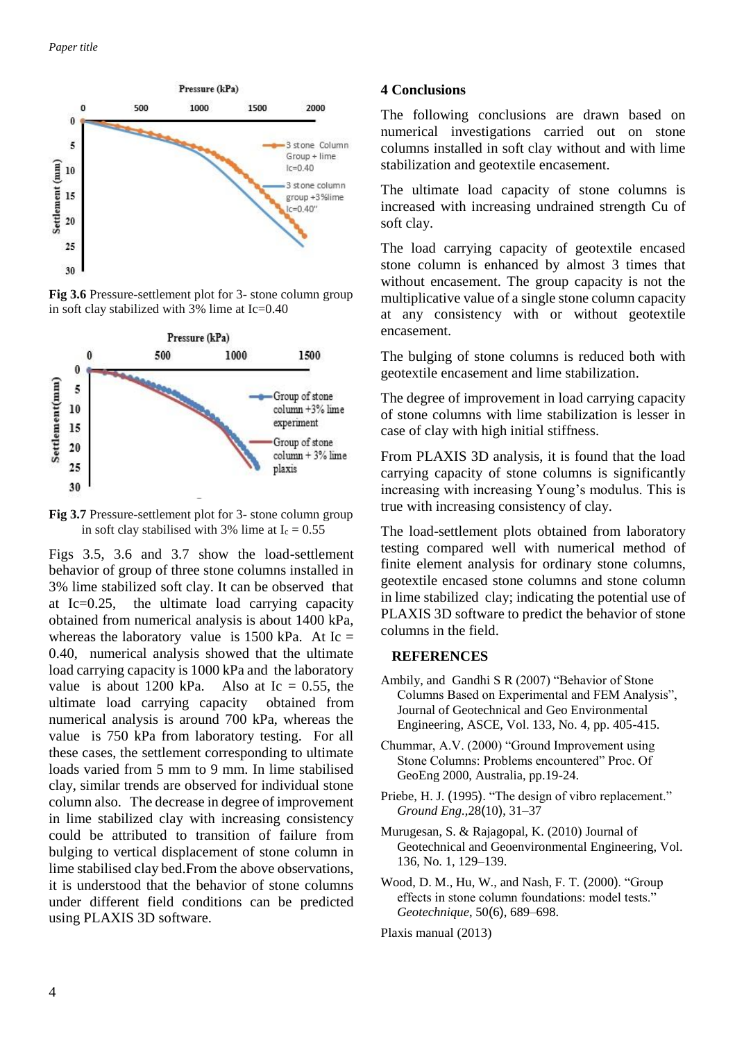Pressure (kPa)

0 500 1000 1500 2000

Settlement (mm)

0 5 10 15 20 25 30

3 stone Column Group + lime Ic=0.40

3 stone column group +3%lime Ic=0.40"

**Fig 3.6** Pressure-settlement plot for 3- stone column group in soft clay stabilized with 3% lime at Ic=0.40

Pressure (kPa)

0 500 1000 1500

Settlement(mm)

0 5 10 15 20 25 30

Group of stone column +3% lime experiment

Group of stone column + 3% lime plaxis

**Fig 3.7** Pressure-settlement plot for 3- stone column group in soft clay stabilised with 3% lime at $I_c = 0.55$

Figs 3.5, 3.6 and 3.7 show the load-settlement behavior of group of three stone columns installed in 3% lime stabilized soft clay. It can be observed that at Ic=0.25, the ultimate load carrying capacity obtained from numerical analysis is about 1400 kPa, whereas the laboratory value is 1500 kPa. At Ic = 0.40, numerical analysis showed that the ultimate load carrying capacity is 1000 kPa and the laboratory value is about 1200 kPa. Also at Ic = 0.55, the ultimate load carrying capacity obtained from numerical analysis is around 700 kPa, whereas the value is 750 kPa from laboratory testing. For all these cases, the settlement corresponding to ultimate loads varied from 5 mm to 9 mm. In lime stabilised clay, similar trends are observed for individual stone column also. The decrease in degree of improvement in lime stabilized clay with increasing consistency could be attributed to transition of failure from bulging to vertical displacement of stone column in lime stabilised clay bed.From the above observations, it is understood that the behavior of stone columns under different field conditions can be predicted using PLAXIS 3D software.

## 4 Conclusions

The following conclusions are drawn based on numerical investigations carried out on stone columns installed in soft clay without and with lime stabilization and geotextile encasement.

The ultimate load capacity of stone columns is increased with increasing undrained strength Cu of soft clay.

The load carrying capacity of geotextile encased stone column is enhanced by almost 3 times that without encasement. The group capacity is not the multiplicative value of a single stone column capacity at any consistency with or without geotextile encasement.

The bulging of stone columns is reduced both with geotextile encasement and lime stabilization.

The degree of improvement in load carrying capacity of stone columns with lime stabilization is lesser in case of clay with high initial stiffness.

From PLAXIS 3D analysis, it is found that the load carrying capacity of stone columns is significantly increasing with increasing Young's modulus. This is true with increasing consistency of clay.

The load-settlement plots obtained from laboratory testing compared well with numerical method of finite element analysis for ordinary stone columns, geotextile encased stone columns and stone column in lime stabilized clay; indicating the potential use of PLAXIS 3D software to predict the behavior of stone columns in the field.

## REFERENCES

Ambily, and Gandhi S R (2007) "Behavior of Stone Columns Based on Experimental and FEM Analysis", Journal of Geotechnical and Geo Environmental Engineering, ASCE, Vol. 133, No. 4, pp. 405-415.

Chummar, A.V. (2000) "Ground Improvement using Stone Columns: Problems encountered" Proc. Of GeoEng 2000, Australia, pp.19-24.

Priebe, H. J. (1995). "The design of vibro replacement." *Ground Eng.*,28(10), 31–37

Murugesan, S. & Rajagopal, K. (2010) Journal of Geotechnical and Geoenvironmental Engineering, Vol. 136, No. 1, 129–139.

Wood, D. M., Hu, W., and Nash, F. T. (2000). "Group effects in stone column foundations: model tests." *Geotechnique*, 50(6), 689–698.

Plaxis manual (2013)